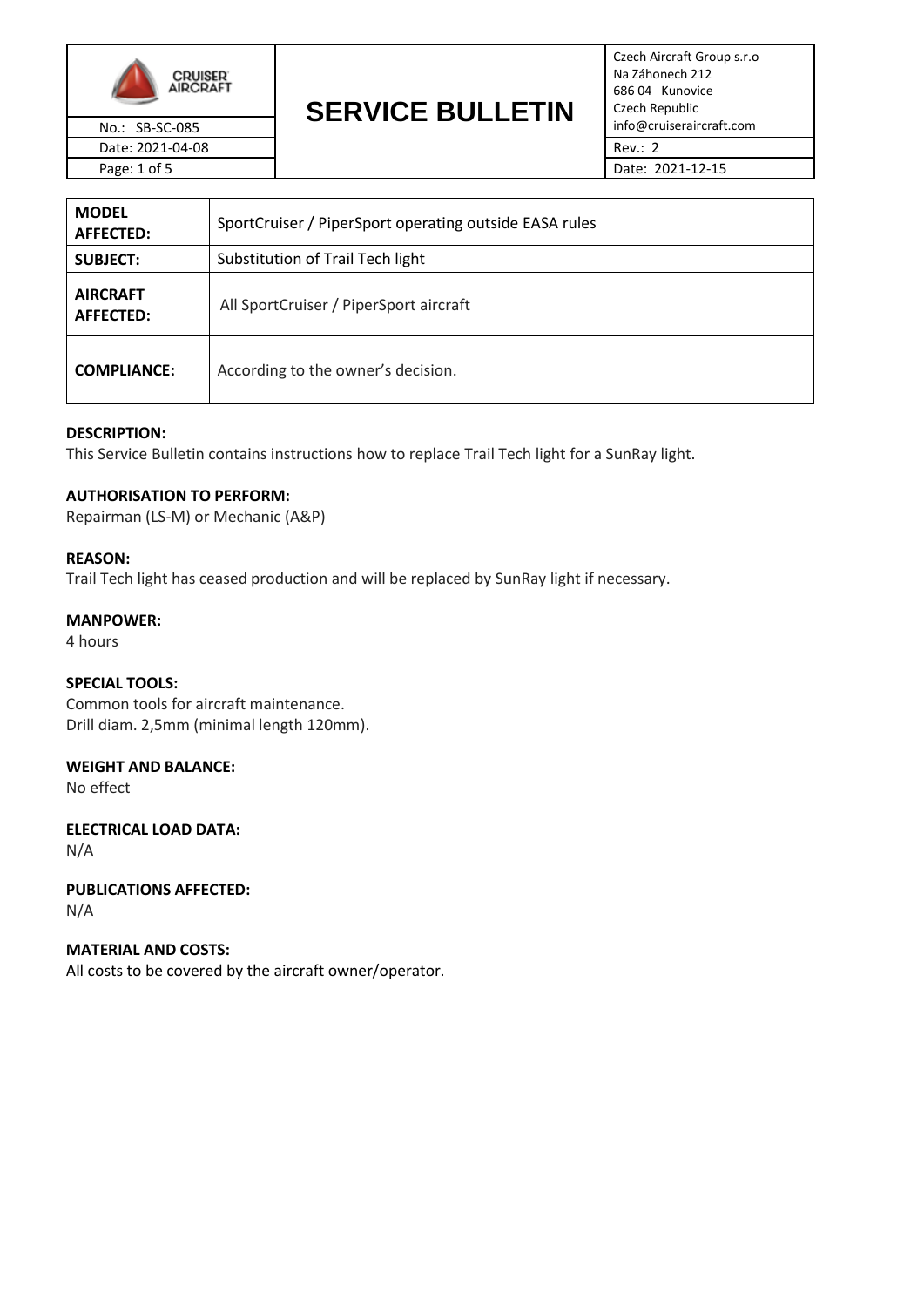# SERVICE BULLETIN

| | | |
|---|---|---|
| CRUISER AIRCRAFT | SERVICE BULLETIN | Czech Aircraft Group s.r.o<br>Na Záhonech 212<br>686 04 Kunovice<br>Czech Republic<br>info@cruiseraircraft.com |
| No.: SB-SC-085 | | |
| Date: 2021-04-08 | | Rev.: 2 |
| | | Date: 2021-12-15 |

| | |
|---|---|
| **MODEL AFFECTED:** | SportCruiser / PiperSport operating outside EASA rules |
| **SUBJECT:** | Substitution of Trail Tech light |
| **AIRCRAFT AFFECTED:** | All SportCruiser / PiperSport aircraft |
| **COMPLIANCE:** | According to the owner's decision. |

**DESCRIPTION:**
This Service Bulletin contains instructions how to replace Trail Tech light for a SunRay light.

**AUTHORISATION TO PERFORM:**
Repairman (LS-M) or Mechanic (A&P)

**REASON:**
Trail Tech light has ceased production and will be replaced by SunRay light if necessary.

**MANPOWER:**
4 hours

**SPECIAL TOOLS:**
Common tools for aircraft maintenance.
Drill diam. 2,5mm (minimal length 120mm).

**WEIGHT AND BALANCE:**
No effect

**ELECTRICAL LOAD DATA:**
N/A

**PUBLICATIONS AFFECTED:**
N/A

**MATERIAL AND COSTS:**
All costs to be covered by the aircraft owner/operator.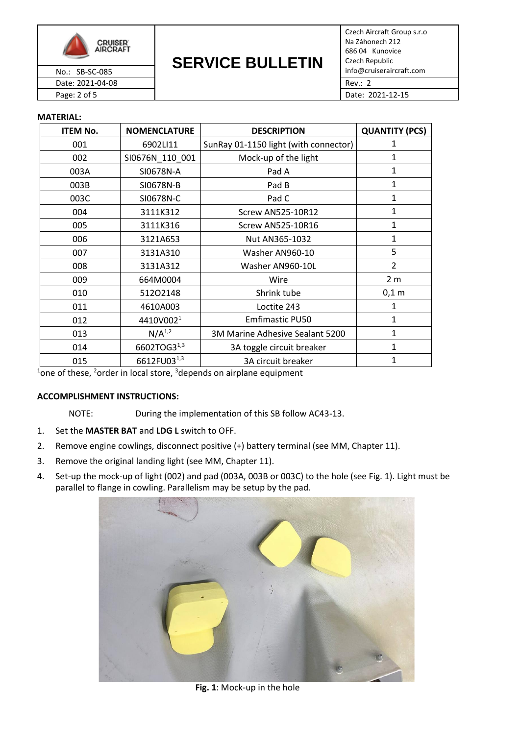**MATERIAL:**

| ITEM No. | NOMENCLATURE | DESCRIPTION | QUANTITY (PCS) |
|---|---|---|---|
| 001 | 6902LI11 | SunRay 01-1150 light (with connector) | 1 |
| 002 | SI0676N_110_001 | Mock-up of the light | 1 |
| 003A | SI0678N-A | Pad A | 1 |
| 003B | SI0678N-B | Pad B | 1 |
| 003C | SI0678N-C | Pad C | 1 |
| 004 | 3111K312 | Screw AN525-10R12 | 1 |
| 005 | 3111K316 | Screw AN525-10R16 | 1 |
| 006 | 3121A653 | Nut AN365-1032 | 1 |
| 007 | 3131A310 | Washer AN960-10 | 5 |
| 008 | 3131A312 | Washer AN960-10L | 2 |
| 009 | 664M0004 | Wire | 2 m |
| 010 | 512O2148 | Shrink tube | 0,1 m |
| 011 | 4610A003 | Loctite 243 | 1 |
| 012 | 4410V002[1] | Emfimastic PU50 | 1 |
| 013 | N/A[1,2] | 3M Marine Adhesive Sealant 5200 | 1 |
| 014 | 6602TOG3[1,3] | 3A toggle circuit breaker | 1 |
| 015 | 6612FU03[1,3] | 3A circuit breaker | 1 |

[1]one of these, [2]order in local store, [3]depends on airplane equipment

**ACCOMPLISHMENT INSTRUCTIONS:**

NOTE: During the implementation of this SB follow AC43-13.

1. Set the **MASTER BAT** and **LDG L** switch to OFF.
2. Remove engine cowlings, disconnect positive (+) battery terminal (see MM, Chapter 11).
3. Remove the original landing light (see MM, Chapter 11).
4. Set-up the mock-up of light (002) and pad (003A, 003B or 003C) to the hole (see Fig. 1). Light must be parallel to flange in cowling. Parallelism may be setup by the pad.

**Fig. 1**: Mock-up in the hole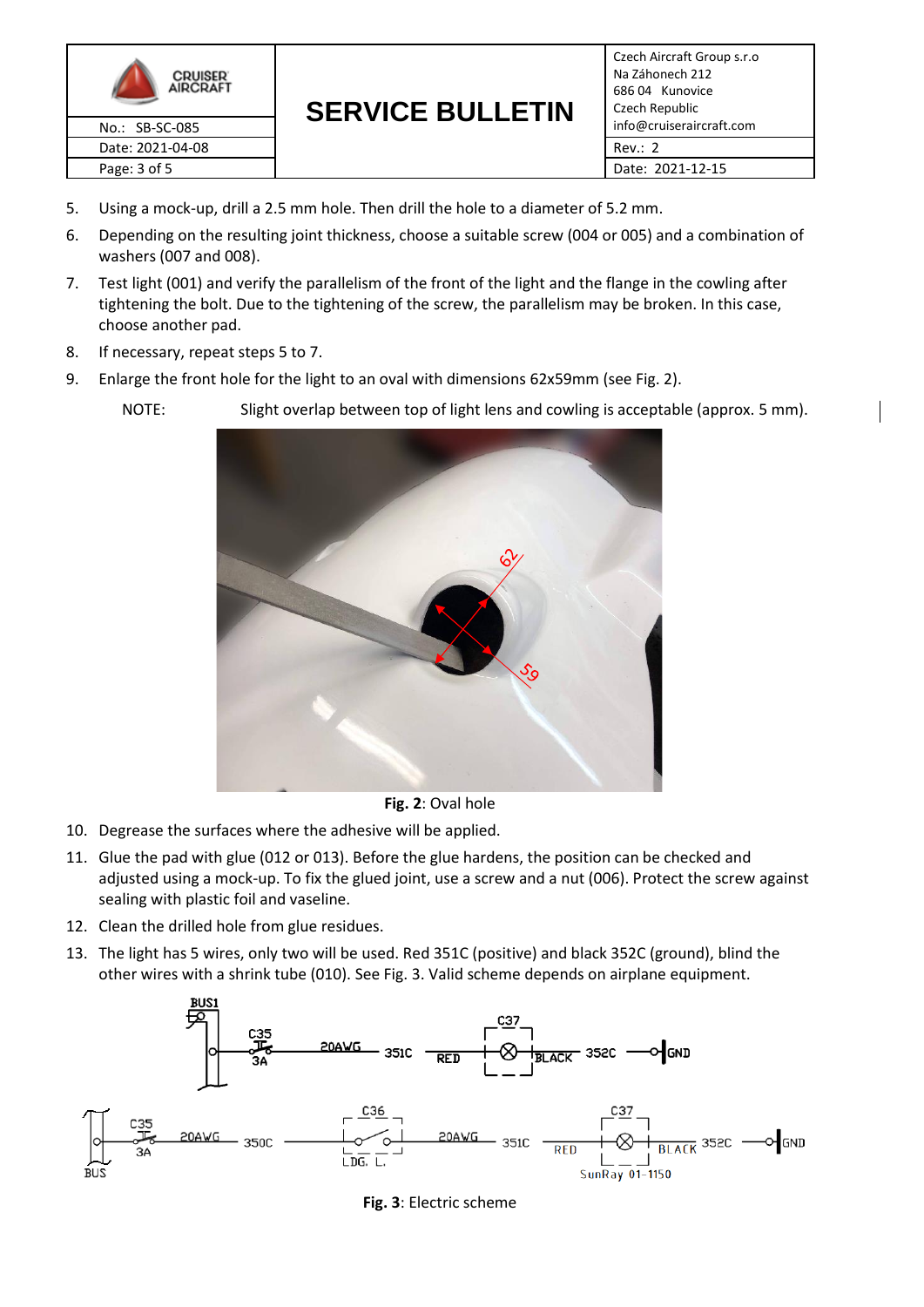5. Using a mock-up, drill a 2.5 mm hole. Then drill the hole to a diameter of 5.2 mm.
6. Depending on the resulting joint thickness, choose a suitable screw (004 or 005) and a combination of washers (007 and 008).
7. Test light (001) and verify the parallelism of the front of the light and the flange in the cowling after tightening the bolt. Due to the tightening of the screw, the parallelism may be broken. In this case, choose another pad.
8. If necessary, repeat steps 5 to 7.
9. Enlarge the front hole for the light to an oval with dimensions 62x59mm (see Fig. 2).

   NOTE: Slight overlap between top of light lens and cowling is acceptable (approx. 5 mm).

**Fig. 2**: Oval hole

10. Degrease the surfaces where the adhesive will be applied.
11. Glue the pad with glue (012 or 013). Before the glue hardens, the position can be checked and adjusted using a mock-up. To fix the glued joint, use a screw and a nut (006). Protect the screw against sealing with plastic foil and vaseline.
12. Clean the drilled hole from glue residues.
13. The light has 5 wires, only two will be used. Red 351C (positive) and black 352C (ground), blind the other wires with a shrink tube (010). See Fig. 3. Valid scheme depends on airplane equipment.

**Fig. 3**: Electric scheme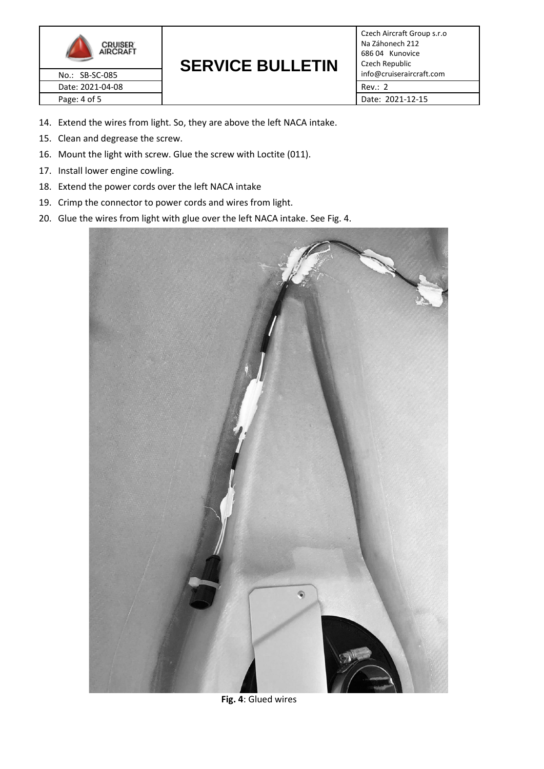14. Extend the wires from light. So, they are above the left NACA intake.
15. Clean and degrease the screw.
16. Mount the light with screw. Glue the screw with Loctite (011).
17. Install lower engine cowling.
18. Extend the power cords over the left NACA intake
19. Crimp the connector to power cords and wires from light.
20. Glue the wires from light with glue over the left NACA intake. See Fig. 4.

**Fig. 4**: Glued wires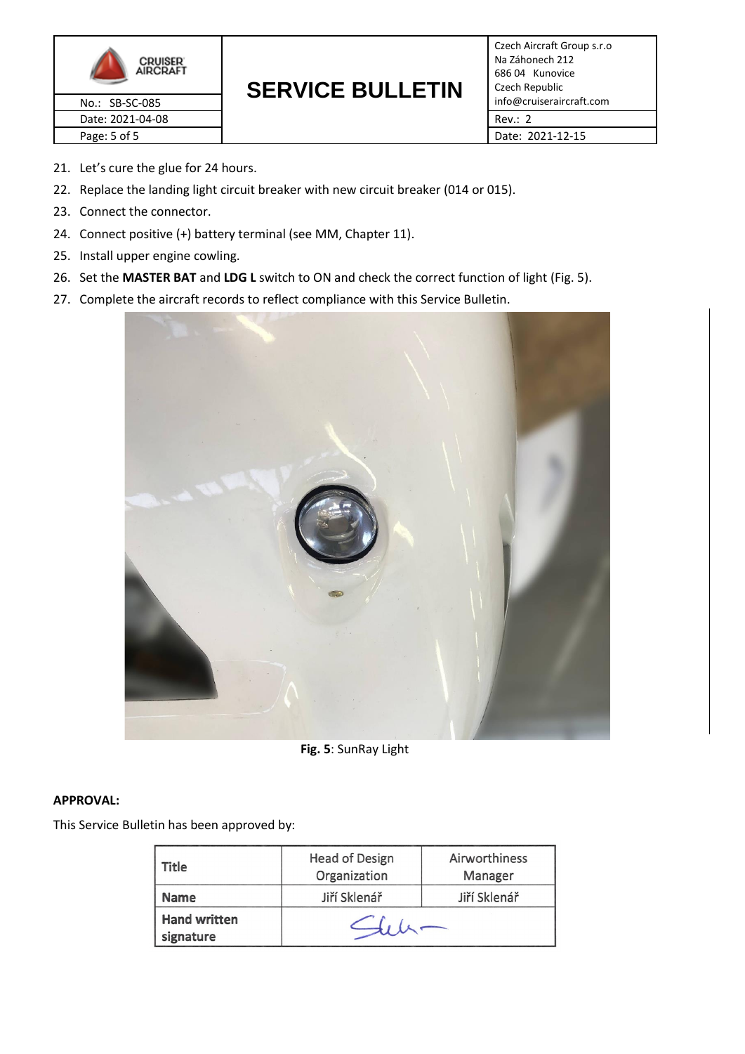21. Let’s cure the glue for 24 hours.
22. Replace the landing light circuit breaker with new circuit breaker (014 or 015).
23. Connect the connector.
24. Connect positive (+) battery terminal (see MM, Chapter 11).
25. Install upper engine cowling.
26. Set the **MASTER BAT** and **LDG L** switch to ON and check the correct function of light (Fig. 5).
27. Complete the aircraft records to reflect compliance with this Service Bulletin.

**Fig. 5**: SunRay Light

**APPROVAL:**

This Service Bulletin has been approved by:

| | | |
|---|---|---|
| **Title** | Head of Design Organization | Airworthiness Manager |
| **Name** | Jiří Sklenář | Jiří Sklenář |
| **Hand written signature** | | |